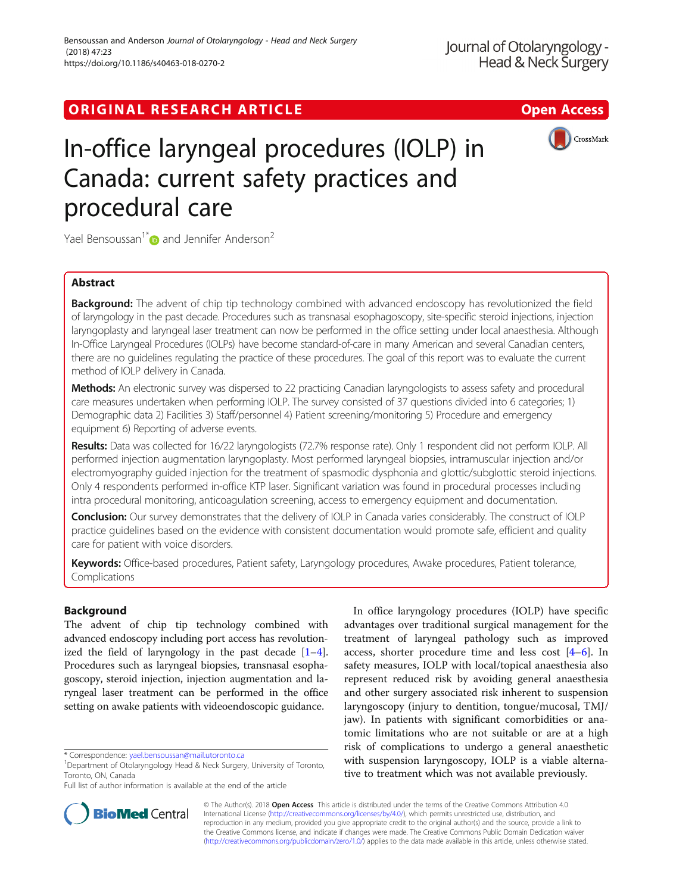ORIGINAL RESEARCH ARTICLE

Open Access

# In-office laryngeal procedures (IOLP) in Canada: current safety practices and procedural care

Yael Bensoussan[1*] and Jennifer Anderson[2]

## Abstract

**Background:** The advent of chip tip technology combined with advanced endoscopy has revolutionized the field of laryngology in the past decade. Procedures such as transnasal esophagoscopy, site-specific steroid injections, injection laryngoplasty and laryngeal laser treatment can now be performed in the office setting under local anaesthesia. Although In-Office Laryngeal Procedures (IOLPs) have become standard-of-care in many American and several Canadian centers, there are no guidelines regulating the practice of these procedures. The goal of this report was to evaluate the current method of IOLP delivery in Canada.

**Methods:** An electronic survey was dispersed to 22 practicing Canadian laryngologists to assess safety and procedural care measures undertaken when performing IOLP. The survey consisted of 37 questions divided into 6 categories; 1) Demographic data 2) Facilities 3) Staff/personnel 4) Patient screening/monitoring 5) Procedure and emergency equipment 6) Reporting of adverse events.

**Results:** Data was collected for 16/22 laryngologists (72.7% response rate). Only 1 respondent did not perform IOLP. All performed injection augmentation laryngoplasty. Most performed laryngeal biopsies, intramuscular injection and/or electromyography guided injection for the treatment of spasmodic dysphonia and glottic/subglottic steroid injections. Only 4 respondents performed in-office KTP laser. Significant variation was found in procedural processes including intra procedural monitoring, anticoagulation screening, access to emergency equipment and documentation.

**Conclusion:** Our survey demonstrates that the delivery of IOLP in Canada varies considerably. The construct of IOLP practice guidelines based on the evidence with consistent documentation would promote safe, efficient and quality care for patient with voice disorders.

**Keywords:** Office-based procedures, Patient safety, Laryngology procedures, Awake procedures, Patient tolerance, Complications

## Background

The advent of chip tip technology combined with advanced endoscopy including port access has revolutionized the field of laryngology in the past decade [1–4]. Procedures such as laryngeal biopsies, transnasal esophagoscopy, steroid injection, injection augmentation and laryngeal laser treatment can be performed in the office setting on awake patients with videoendoscopic guidance.

In office laryngology procedures (IOLP) have specific advantages over traditional surgical management for the treatment of laryngeal pathology such as improved access, shorter procedure time and less cost [4–6]. In safety measures, IOLP with local/topical anaesthesia also represent reduced risk by avoiding general anaesthesia and other surgery associated risk inherent to suspension laryngoscopy (injury to dentition, tongue/mucosal, TMJ/jaw). In patients with significant comorbidities or anatomic limitations who are not suitable or are at a high risk of complications to undergo a general anaesthetic with suspension laryngoscopy, IOLP is a viable alternative to treatment which was not available previously.

\* Correspondence: yael.bensoussan@mail.utoronto.ca
[1]Department of Otolaryngology Head & Neck Surgery, University of Toronto, Toronto, ON, Canada
Full list of author information is available at the end of the article

© The Author(s). 2018 **Open Access** This article is distributed under the terms of the Creative Commons Attribution 4.0 International License (http://creativecommons.org/licenses/by/4.0/), which permits unrestricted use, distribution, and reproduction in any medium, provided you give appropriate credit to the original author(s) and the source, provide a link to the Creative Commons license, and indicate if changes were made. The Creative Commons Public Domain Dedication waiver (http://creativecommons.org/publicdomain/zero/1.0/) applies to the data made available in this article, unless otherwise stated.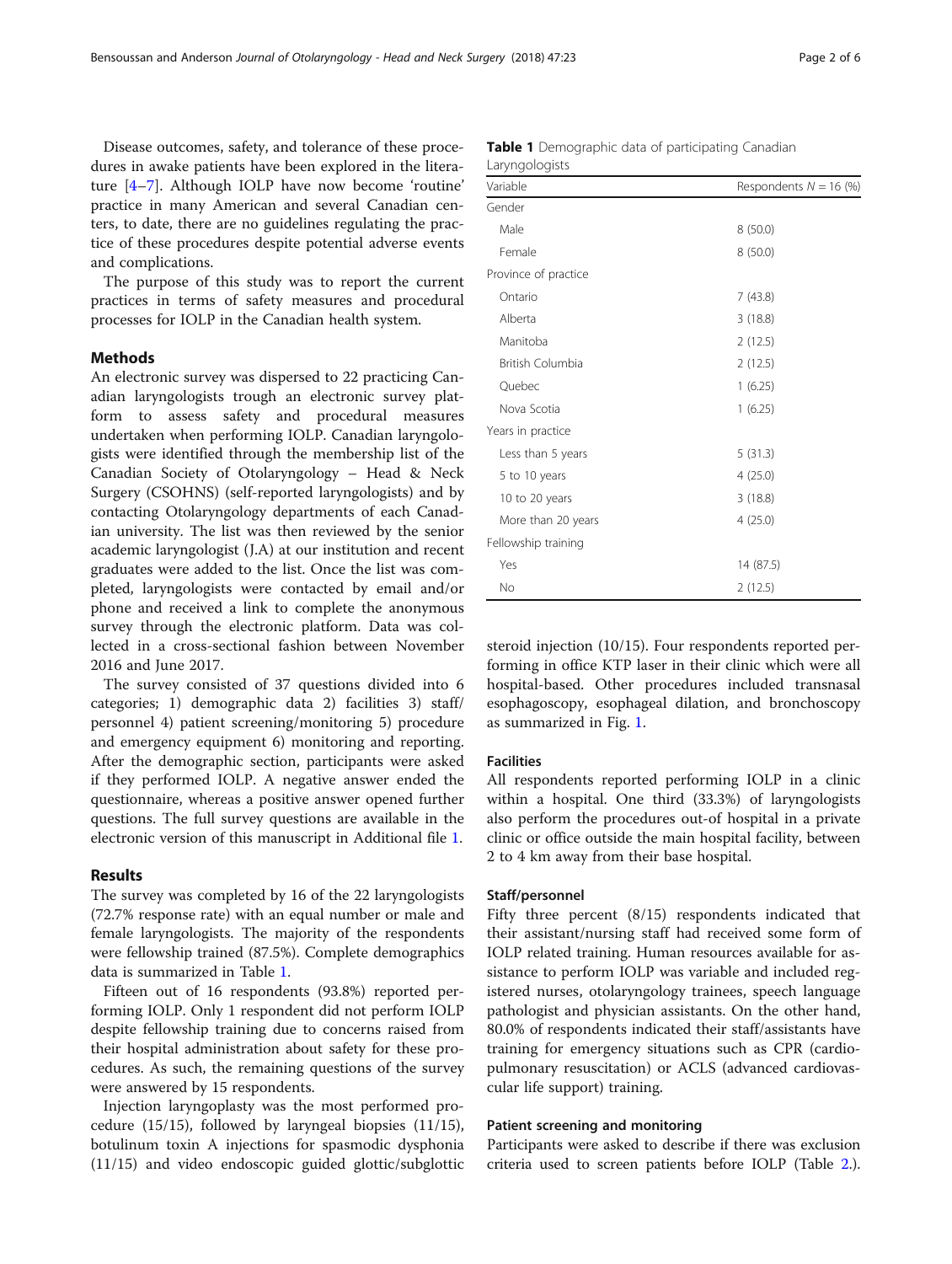Disease outcomes, safety, and tolerance of these procedures in awake patients have been explored in the literature [4–7]. Although IOLP have now become 'routine' practice in many American and several Canadian centers, to date, there are no guidelines regulating the practice of these procedures despite potential adverse events and complications.

The purpose of this study was to report the current practices in terms of safety measures and procedural processes for IOLP in the Canadian health system.

## Methods

An electronic survey was dispersed to 22 practicing Canadian laryngologists trough an electronic survey platform to assess safety and procedural measures undertaken when performing IOLP. Canadian laryngologists were identified through the membership list of the Canadian Society of Otolaryngology – Head & Neck Surgery (CSOHNS) (self-reported laryngologists) and by contacting Otolaryngology departments of each Canadian university. The list was then reviewed by the senior academic laryngologist (J.A) at our institution and recent graduates were added to the list. Once the list was completed, laryngologists were contacted by email and/or phone and received a link to complete the anonymous survey through the electronic platform. Data was collected in a cross-sectional fashion between November 2016 and June 2017.

The survey consisted of 37 questions divided into 6 categories; 1) demographic data 2) facilities 3) staff/personnel 4) patient screening/monitoring 5) procedure and emergency equipment 6) monitoring and reporting. After the demographic section, participants were asked if they performed IOLP. A negative answer ended the questionnaire, whereas a positive answer opened further questions. The full survey questions are available in the electronic version of this manuscript in Additional file 1.

## Results

The survey was completed by 16 of the 22 laryngologists (72.7% response rate) with an equal number or male and female laryngologists. The majority of the respondents were fellowship trained (87.5%). Complete demographics data is summarized in Table 1.

**Table 1** Demographic data of participating Canadian Laryngologists

| Variable | Respondents $N = 16$ (%) |
|---|---|
| Gender | |
| Male | 8 (50.0) |
| Female | 8 (50.0) |
| Province of practice | |
| Ontario | 7 (43.8) |
| Alberta | 3 (18.8) |
| Manitoba | 2 (12.5) |
| British Columbia | 2 (12.5) |
| Quebec | 1 (6.25) |
| Nova Scotia | 1 (6.25) |
| Years in practice | |
| Less than 5 years | 5 (31.3) |
| 5 to 10 years | 4 (25.0) |
| 10 to 20 years | 3 (18.8) |
| More than 20 years | 4 (25.0) |
| Fellowship training | |
| Yes | 14 (87.5) |
| No | 2 (12.5) |

Fifteen out of 16 respondents (93.8%) reported performing IOLP. Only 1 respondent did not perform IOLP despite fellowship training due to concerns raised from their hospital administration about safety for these procedures. As such, the remaining questions of the survey were answered by 15 respondents.

Injection laryngoplasty was the most performed procedure (15/15), followed by laryngeal biopsies (11/15), botulinum toxin A injections for spasmodic dysphonia (11/15) and video endoscopic guided glottic/subglottic steroid injection (10/15). Four respondents reported performing in office KTP laser in their clinic which were all hospital-based. Other procedures included transnasal esophagoscopy, esophageal dilation, and bronchoscopy as summarized in Fig. 1.

### Facilities

All respondents reported performing IOLP in a clinic within a hospital. One third (33.3%) of laryngologists also perform the procedures out-of hospital in a private clinic or office outside the main hospital facility, between 2 to 4 km away from their base hospital.

### Staff/personnel

Fifty three percent (8/15) respondents indicated that their assistant/nursing staff had received some form of IOLP related training. Human resources available for assistance to perform IOLP was variable and included registered nurses, otolaryngology trainees, speech language pathologist and physician assistants. On the other hand, 80.0% of respondents indicated their staff/assistants have training for emergency situations such as CPR (cardiopulmonary resuscitation) or ACLS (advanced cardiovascular life support) training.

### Patient screening and monitoring

Participants were asked to describe if there was exclusion criteria used to screen patients before IOLP (Table 2.).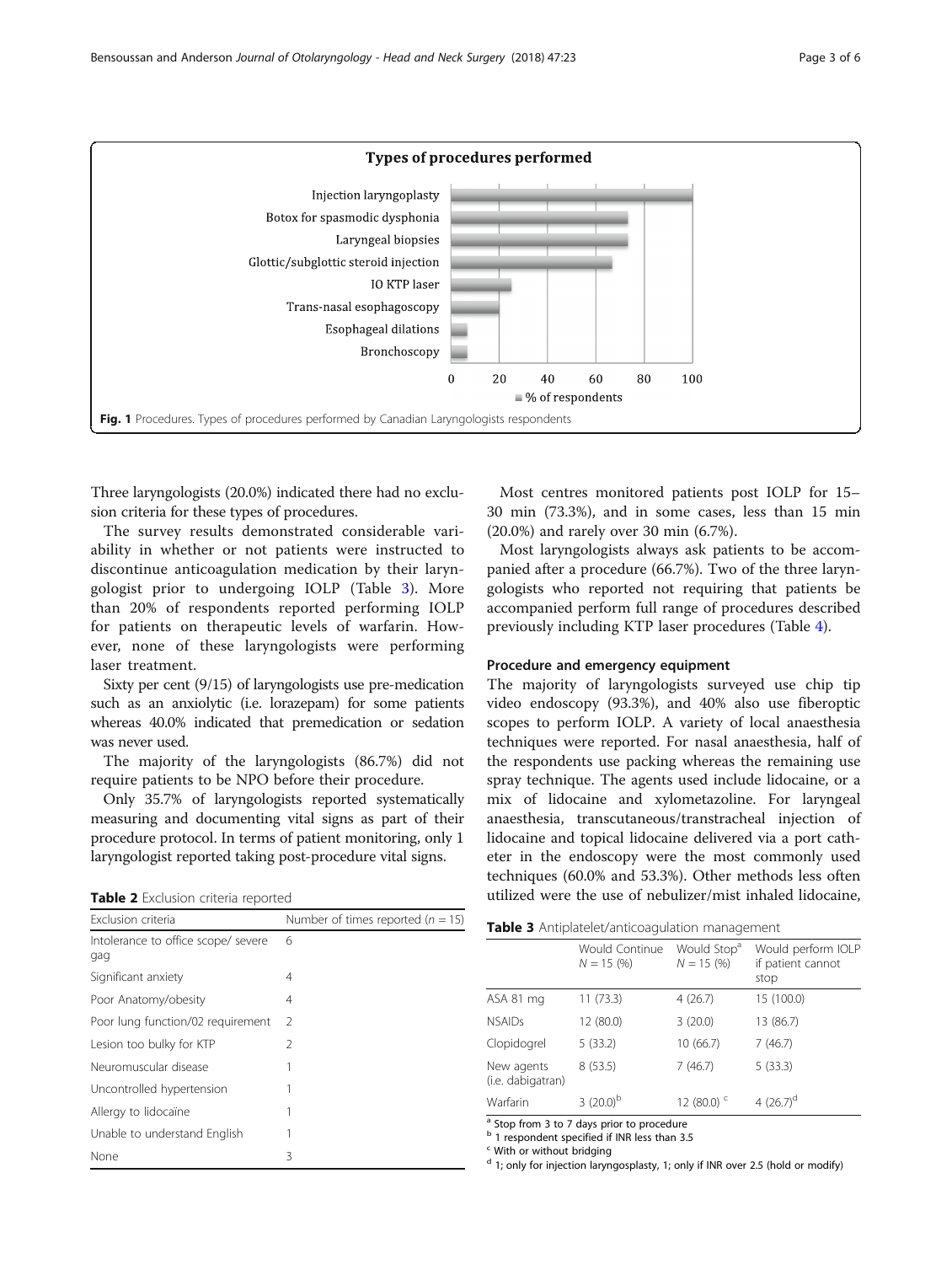Fig. 1 Procedures. Types of procedures performed by Canadian Laryngologists respondents

Three laryngologists (20.0%) indicated there had no exclusion criteria for these types of procedures.

The survey results demonstrated considerable variability in whether or not patients were instructed to discontinue anticoagulation medication by their laryngologist prior to undergoing IOLP (Table 3). More than 20% of respondents reported performing IOLP for patients on therapeutic levels of warfarin. However, none of these laryngologists were performing laser treatment.

Sixty per cent (9/15) of laryngologists use pre-medication such as an anxiolytic (i.e. lorazepam) for some patients whereas 40.0% indicated that premedication or sedation was never used.

The majority of the laryngologists (86.7%) did not require patients to be NPO before their procedure.

Only 35.7% of laryngologists reported systematically measuring and documenting vital signs as part of their procedure protocol. In terms of patient monitoring, only 1 laryngologist reported taking post-procedure vital signs.

**Table 2** Exclusion criteria reported

| Exclusion criteria | Number of times reported ($n$ = 15) |
|---|---|
| Intolerance to office scope/ severe gag | 6 |
| Significant anxiety | 4 |
| Poor Anatomy/obesity | 4 |
| Poor lung function/02 requirement | 2 |
| Lesion too bulky for KTP | 2 |
| Neuromuscular disease | 1 |
| Uncontrolled hypertension | 1 |
| Allergy to lidocaïne | 1 |
| Unable to understand English | 1 |
| None | 3 |

Most centres monitored patients post IOLP for 15–30 min (73.3%), and in some cases, less than 15 min (20.0%) and rarely over 30 min (6.7%).

Most laryngologists always ask patients to be accompanied after a procedure (66.7%). Two of the three laryngologists who reported not requiring that patients be accompanied perform full range of procedures described previously including KTP laser procedures (Table 4).

### Procedure and emergency equipment

The majority of laryngologists surveyed use chip tip video endoscopy (93.3%), and 40% also use fiberoptic scopes to perform IOLP. A variety of local anaesthesia techniques were reported. For nasal anaesthesia, half of the respondents use packing whereas the remaining use spray technique. The agents used include lidocaine, or a mix of lidocaine and xylometazoline. For laryngeal anaesthesia, transcutaneous/transtracheal injection of lidocaine and topical lidocaine delivered via a port catheter in the endoscopy were the most commonly used techniques (60.0% and 53.3%). Other methods less often utilized were the use of nebulizer/mist inhaled lidocaine,

**Table 3** Antiplatelet/anticoagulation management

| | Would Continue $N$ = 15 (%) | Would Stop[a] $N$ = 15 (%) | Would perform IOLP if patient cannot stop |
|---|---|---|---|
| ASA 81 mg | 11 (73.3) | 4 (26.7) | 15 (100.0) |
| NSAIDs | 12 (80.0) | 3 (20.0) | 13 (86.7) |
| Clopidogrel | 5 (33.2) | 10 (66.7) | 7 (46.7) |
| New agents (i.e. dabigatran) | 8 (53.5) | 7 (46.7) | 5 (33.3) |
| Warfarin | 3 (20.0)[b] | 12 (80.0)[c] | 4 (26.7)[d] |

[a] Stop from 3 to 7 days prior to procedure
[b] 1 respondent specified if INR less than 3.5
[c] With or without bridging
[d] 1; only for injection laryngosplasty, 1; only if INR over 2.5 (hold or modify)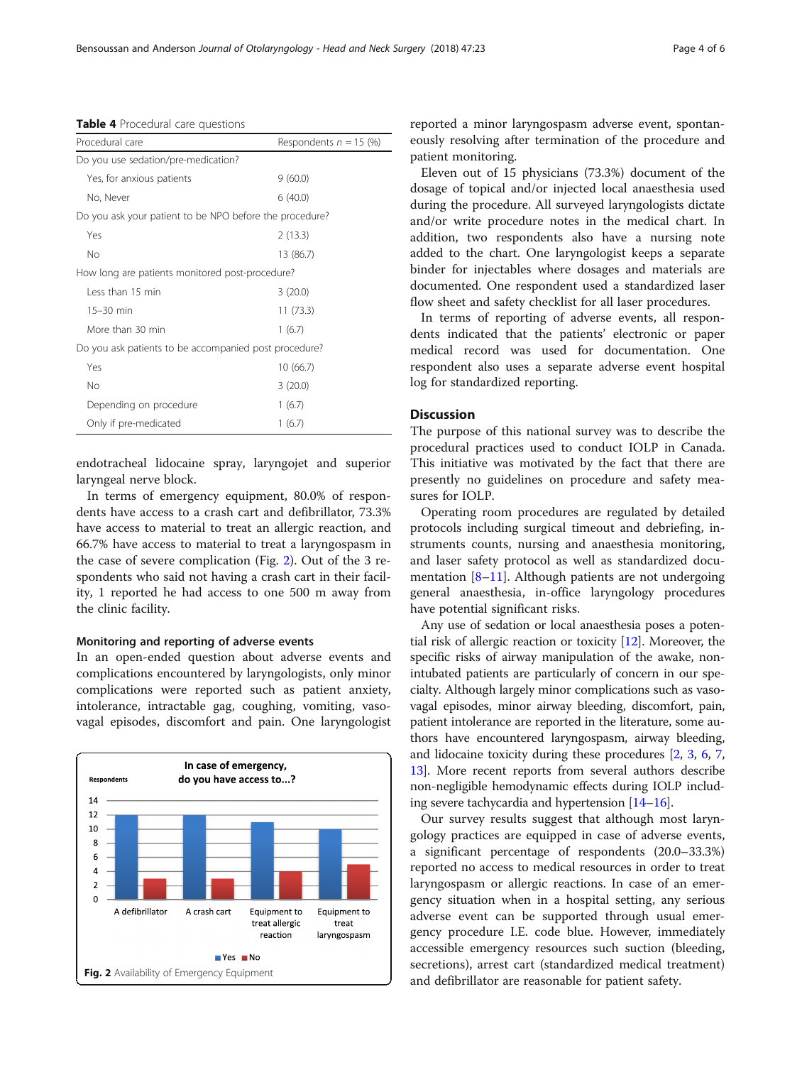**Table 4** Procedural care questions

| Procedural care | Respondents $n = 15$ (%) |
| --- | --- |
| Do you use sedation/pre-medication? | |
| Yes, for anxious patients | 9 (60.0) |
| No, Never | 6 (40.0) |
| Do you ask your patient to be NPO before the procedure? | |
| Yes | 2 (13.3) |
| No | 13 (86.7) |
| How long are patients monitored post-procedure? | |
| Less than 15 min | 3 (20.0) |
| 15–30 min | 11 (73.3) |
| More than 30 min | 1 (6.7) |
| Do you ask patients to be accompanied post procedure? | |
| Yes | 10 (66.7) |
| No | 3 (20.0) |
| Depending on procedure | 1 (6.7) |
| Only if pre-medicated | 1 (6.7) |

endotracheal lidocaine spray, laryngojet and superior laryngeal nerve block.

In terms of emergency equipment, 80.0% of respondents have access to a crash cart and defibrillator, 73.3% have access to material to treat an allergic reaction, and 66.7% have access to material to treat a laryngospasm in the case of severe complication (Fig. 2). Out of the 3 respondents who said not having a crash cart in their facility, 1 reported he had access to one 500 m away from the clinic facility.

### Monitoring and reporting of adverse events

In an open-ended question about adverse events and complications encountered by laryngologists, only minor complications were reported such as patient anxiety, intolerance, intractable gag, coughing, vomiting, vasovagal episodes, discomfort and pain. One laryngologist reported a minor laryngospasm adverse event, spontaneously resolving after termination of the procedure and patient monitoring.

**Fig. 2** Availability of Emergency Equipment

Eleven out of 15 physicians (73.3%) document of the dosage of topical and/or injected local anaesthesia used during the procedure. All surveyed laryngologists dictate and/or write procedure notes in the medical chart. In addition, two respondents also have a nursing note added to the chart. One laryngologist keeps a separate binder for injectables where dosages and materials are documented. One respondent used a standardized laser flow sheet and safety checklist for all laser procedures.

In terms of reporting of adverse events, all respondents indicated that the patients' electronic or paper medical record was used for documentation. One respondent also uses a separate adverse event hospital log for standardized reporting.

## Discussion

The purpose of this national survey was to describe the procedural practices used to conduct IOLP in Canada. This initiative was motivated by the fact that there are presently no guidelines on procedure and safety measures for IOLP.

Operating room procedures are regulated by detailed protocols including surgical timeout and debriefing, instruments counts, nursing and anaesthesia monitoring, and laser safety protocol as well as standardized documentation [8–11]. Although patients are not undergoing general anaesthesia, in-office laryngology procedures have potential significant risks.

Any use of sedation or local anaesthesia poses a potential risk of allergic reaction or toxicity [12]. Moreover, the specific risks of airway manipulation of the awake, non-intubated patients are particularly of concern in our specialty. Although largely minor complications such as vasovagal episodes, minor airway bleeding, discomfort, pain, patient intolerance are reported in the literature, some authors have encountered laryngospasm, airway bleeding, and lidocaine toxicity during these procedures [2, 3, 6, 7, 13]. More recent reports from several authors describe non-negligible hemodynamic effects during IOLP including severe tachycardia and hypertension [14–16].

Our survey results suggest that although most laryngology practices are equipped in case of adverse events, a significant percentage of respondents (20.0–33.3%) reported no access to medical resources in order to treat laryngospasm or allergic reactions. In case of an emergency situation when in a hospital setting, any serious adverse event can be supported through usual emergency procedure I.E. code blue. However, immediately accessible emergency resources such suction (bleeding, secretions), arrest cart (standardized medical treatment) and defibrillator are reasonable for patient safety.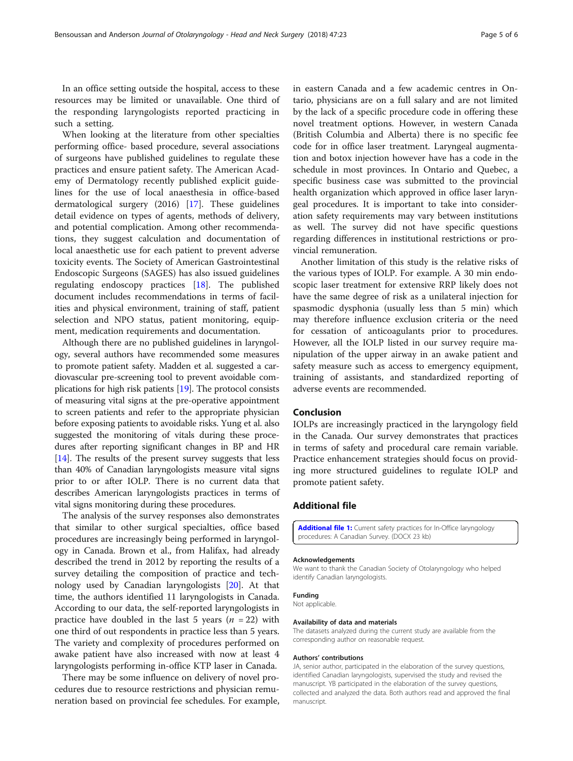In an office setting outside the hospital, access to these resources may be limited or unavailable. One third of the responding laryngologists reported practicing in such a setting.

When looking at the literature from other specialties performing office- based procedure, several associations of surgeons have published guidelines to regulate these practices and ensure patient safety. The American Academy of Dermatology recently published explicit guidelines for the use of local anaesthesia in office-based dermatological surgery (2016) [17]. These guidelines detail evidence on types of agents, methods of delivery, and potential complication. Among other recommendations, they suggest calculation and documentation of local anaesthetic use for each patient to prevent adverse toxicity events. The Society of American Gastrointestinal Endoscopic Surgeons (SAGES) has also issued guidelines regulating endoscopy practices [18]. The published document includes recommendations in terms of facilities and physical environment, training of staff, patient selection and NPO status, patient monitoring, equipment, medication requirements and documentation.

Although there are no published guidelines in laryngology, several authors have recommended some measures to promote patient safety. Madden et al. suggested a cardiovascular pre-screening tool to prevent avoidable complications for high risk patients [19]. The protocol consists of measuring vital signs at the pre-operative appointment to screen patients and refer to the appropriate physician before exposing patients to avoidable risks. Yung et al. also suggested the monitoring of vitals during these procedures after reporting significant changes in BP and HR [14]. The results of the present survey suggests that less than 40% of Canadian laryngologists measure vital signs prior to or after IOLP. There is no current data that describes American laryngologists practices in terms of vital signs monitoring during these procedures.

The analysis of the survey responses also demonstrates that similar to other surgical specialties, office based procedures are increasingly being performed in laryngology in Canada. Brown et al., from Halifax, had already described the trend in 2012 by reporting the results of a survey detailing the composition of practice and technology used by Canadian laryngologists [20]. At that time, the authors identified 11 laryngologists in Canada. According to our data, the self-reported laryngologists in practice have doubled in the last 5 years ($n$ = 22) with one third of out respondents in practice less than 5 years. The variety and complexity of procedures performed on awake patient have also increased with now at least 4 laryngologists performing in-office KTP laser in Canada.

There may be some influence on delivery of novel procedures due to resource restrictions and physician remuneration based on provincial fee schedules. For example, in eastern Canada and a few academic centres in Ontario, physicians are on a full salary and are not limited by the lack of a specific procedure code in offering these novel treatment options. However, in western Canada (British Columbia and Alberta) there is no specific fee code for in office laser treatment. Laryngeal augmentation and botox injection however have has a code in the schedule in most provinces. In Ontario and Quebec, a specific business case was submitted to the provincial health organization which approved in office laser laryngeal procedures. It is important to take into consideration safety requirements may vary between institutions as well. The survey did not have specific questions regarding differences in institutional restrictions or provincial remuneration.

Another limitation of this study is the relative risks of the various types of IOLP. For example. A 30 min endoscopic laser treatment for extensive RRP likely does not have the same degree of risk as a unilateral injection for spasmodic dysphonia (usually less than 5 min) which may therefore influence exclusion criteria or the need for cessation of anticoagulants prior to procedures. However, all the IOLP listed in our survey require manipulation of the upper airway in an awake patient and safety measure such as access to emergency equipment, training of assistants, and standardized reporting of adverse events are recommended.

## Conclusion

IOLPs are increasingly practiced in the laryngology field in the Canada. Our survey demonstrates that practices in terms of safety and procedural care remain variable. Practice enhancement strategies should focus on providing more structured guidelines to regulate IOLP and promote patient safety.

## Additional file

**Additional file 1:** Current safety practices for In-Office laryngology procedures: A Canadian Survey. (DOCX 23 kb)

#### Acknowledgements

We want to thank the Canadian Society of Otolaryngology who helped identify Canadian laryngologists.

#### Funding

Not applicable.

#### Availability of data and materials

The datasets analyzed during the current study are available from the corresponding author on reasonable request.

#### Authors' contributions

JA, senior author, participated in the elaboration of the survey questions, identified Canadian laryngologists, supervised the study and revised the manuscript. YB participated in the elaboration of the survey questions, collected and analyzed the data. Both authors read and approved the final manuscript.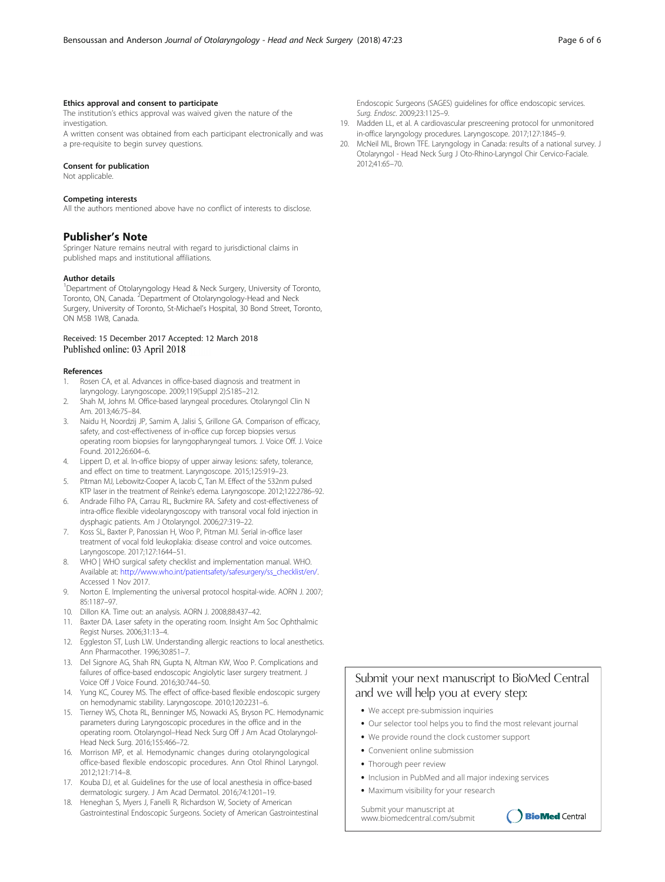#### Ethics approval and consent to participate

The institution's ethics approval was waived given the nature of the investigation.

A written consent was obtained from each participant electronically and was a pre-requisite to begin survey questions.

#### Consent for publication

Not applicable.

#### Competing interests

All the authors mentioned above have no conflict of interests to disclose.

## Publisher's Note

Springer Nature remains neutral with regard to jurisdictional claims in published maps and institutional affiliations.

#### Author details

[1]Department of Otolaryngology Head & Neck Surgery, University of Toronto, Toronto, ON, Canada. [2]Department of Otolaryngology-Head and Neck Surgery, University of Toronto, St-Michael's Hospital, 30 Bond Street, Toronto, ON M5B 1W8, Canada.

Received: 15 December 2017 Accepted: 12 March 2018
Published online: 03 April 2018

#### References

1. Rosen CA, et al. Advances in office-based diagnosis and treatment in laryngology. Laryngoscope. 2009;119(Suppl 2):S185–212.
2. Shah M, Johns M. Office-based laryngeal procedures. Otolaryngol Clin N Am. 2013;46:75–84.
3. Naidu H, Noordzij JP, Samim A, Jalisi S, Grillone GA. Comparison of efficacy, safety, and cost-effectiveness of in-office cup forcep biopsies versus operating room biopsies for laryngopharyngeal tumors. J. Voice Off. J. Voice Found. 2012;26:604–6.
4. Lippert D, et al. In-office biopsy of upper airway lesions: safety, tolerance, and effect on time to treatment. Laryngoscope. 2015;125:919–23.
5. Pitman MJ, Lebowitz-Cooper A, Iacob C, Tan M. Effect of the 532nm pulsed KTP laser in the treatment of Reinke's edema. Laryngoscope. 2012;122:2786–92.
6. Andrade Filho PA, Carrau RL, Buckmire RA. Safety and cost-effectiveness of intra-office flexible videolaryngoscopy with transoral vocal fold injection in dysphagic patients. Am J Otolaryngol. 2006;27:319–22.
7. Koss SL, Baxter P, Panossian H, Woo P, Pitman MJ. Serial in-office laser treatment of vocal fold leukoplakia: disease control and voice outcomes. Laryngoscope. 2017;127:1644–51.
8. WHO | WHO surgical safety checklist and implementation manual. WHO. Available at: http://www.who.int/patientsafety/safesurgery/ss_checklist/en/. Accessed 1 Nov 2017.
9. Norton E. Implementing the universal protocol hospital-wide. AORN J. 2007; 85:1187–97.
10. Dillon KA. Time out: an analysis. AORN J. 2008;88:437–42.
11. Baxter DA. Laser safety in the operating room. Insight Am Soc Ophthalmic Regist Nurses. 2006;31:13–4.
12. Eggleston ST, Lush LW. Understanding allergic reactions to local anesthetics. Ann Pharmacother. 1996;30:851–7.
13. Del Signore AG, Shah RN, Gupta N, Altman KW, Woo P. Complications and failures of office-based endoscopic Angiolytic laser surgery treatment. J Voice Off J Voice Found. 2016;30:744–50.
14. Yung KC, Courey MS. The effect of office-based flexible endoscopic surgery on hemodynamic stability. Laryngoscope. 2010;120:2231–6.
15. Tierney WS, Chota RL, Benninger MS, Nowacki AS, Bryson PC. Hemodynamic parameters during Laryngoscopic procedures in the office and in the operating room. Otolaryngol–Head Neck Surg Off J Am Acad Otolaryngol-Head Neck Surg. 2016;155:466–72.
16. Morrison MP, et al. Hemodynamic changes during otolaryngological office-based flexible endoscopic procedures. Ann Otol Rhinol Laryngol. 2012;121:714–8.
17. Kouba DJ, et al. Guidelines for the use of local anesthesia in office-based dermatologic surgery. J Am Acad Dermatol. 2016;74:1201–19.
18. Heneghan S, Myers J, Fanelli R, Richardson W, Society of American Gastrointestinal Endoscopic Surgeons. Society of American Gastrointestinal Endoscopic Surgeons (SAGES) guidelines for office endoscopic services. *Surg. Endosc.* 2009;23:1125–9.
19. Madden LL, et al. A cardiovascular prescreening protocol for unmonitored in-office laryngology procedures. Laryngoscope. 2017;127:1845–9.
20. McNeil ML, Brown TFE. Laryngology in Canada: results of a national survey. J Otolaryngol - Head Neck Surg J Oto-Rhino-Laryngol Chir Cervico-Faciale. 2012;41:65–70.

Submit your next manuscript to BioMed Central and we will help you at every step:

- We accept pre-submission inquiries
- Our selector tool helps you to find the most relevant journal
- We provide round the clock customer support
- Convenient online submission
- Thorough peer review
- Inclusion in PubMed and all major indexing services
- Maximum visibility for your research

Submit your manuscript at www.biomedcentral.com/submit

BioMed Central